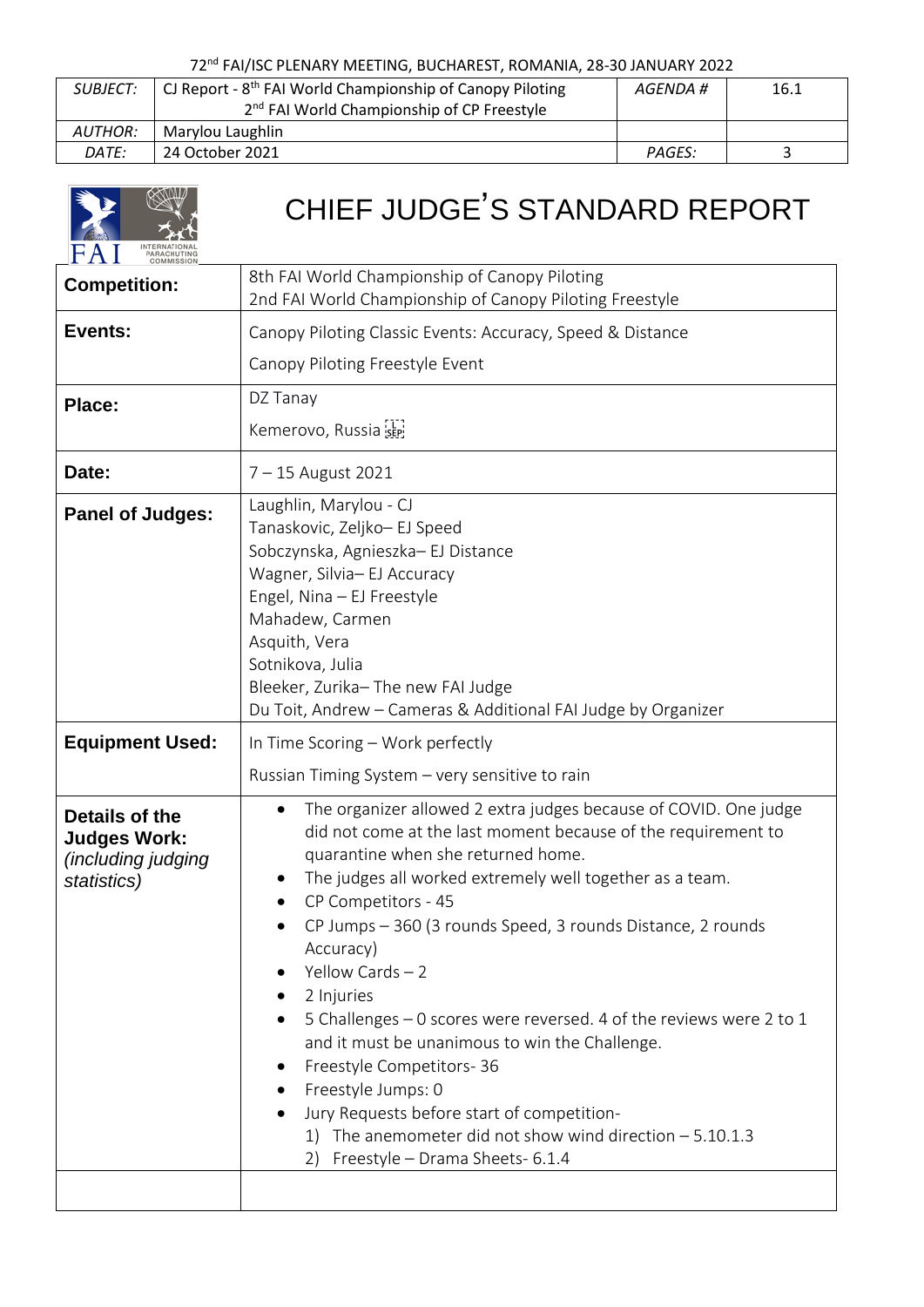72nd FAI/ISC PLENARY MEETING, BUCHAREST, ROMANIA, 28-30 JANUARY 2022

| *SUBJECT:* | CJ Report - 8th FAI World Championship of Canopy Piloting<br>2nd FAI World Championship of CP Freestyle | *AGENDA #* | 16.1 |
|---|---|---|---|
| *AUTHOR:* | Marylou Laughlin | | |
| *DATE:* | 24 October 2021 | *PAGES:* | 3 |

# CHIEF JUDGE'S STANDARD REPORT

| | |
|---|---|
| **Competition:** | 8th FAI World Championship of Canopy Piloting<br>2nd FAI World Championship of Canopy Piloting Freestyle |
| **Events:** | Canopy Piloting Classic Events: Accuracy, Speed & Distance<br>Canopy Piloting Freestyle Event |
| **Place:** | DZ Tanay<br>Kemerovo, Russia |
| **Date:** | 7 – 15 August 2021 |
| **Panel of Judges:** | Laughlin, Marylou - CJ<br>Tanaskovic, Zeljko– EJ Speed<br>Sobczynska, Agnieszka– EJ Distance<br>Wagner, Silvia– EJ Accuracy<br>Engel, Nina – EJ Freestyle<br>Mahadew, Carmen<br>Asquith, Vera<br>Sotnikova, Julia<br>Bleeker, Zurika– The new FAI Judge<br>Du Toit, Andrew – Cameras & Additional FAI Judge by Organizer |
| **Equipment Used:** | In Time Scoring – Work perfectly<br>Russian Timing System – very sensitive to rain |
| **Details of the Judges Work:** *(including judging statistics)* | • The organizer allowed 2 extra judges because of COVID. One judge did not come at the last moment because of the requirement to quarantine when she returned home.<br>• The judges all worked extremely well together as a team.<br>• CP Competitors - 45<br>• CP Jumps – 360 (3 rounds Speed, 3 rounds Distance, 2 rounds Accuracy)<br>• Yellow Cards – 2<br>• 2 Injuries<br>• 5 Challenges – 0 scores were reversed. 4 of the reviews were 2 to 1 and it must be unanimous to win the Challenge.<br>• Freestyle Competitors- 36<br>• Freestyle Jumps: 0<br>• Jury Requests before start of competition-<br>1) The anemometer did not show wind direction – 5.10.1.3<br>2) Freestyle – Drama Sheets- 6.1.4 |
| | |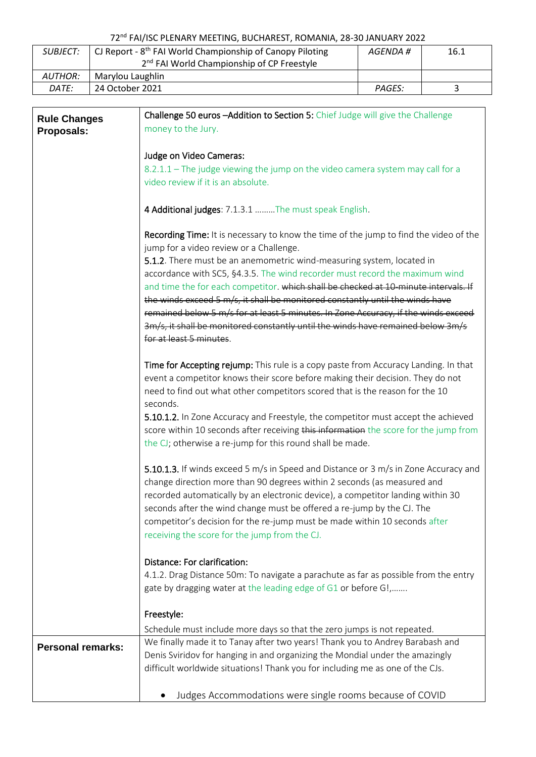**Rule Changes Proposals:**

**Challenge 50 euros –Addition to Section 5:** Chief Judge will give the Challenge money to the Jury.

**Judge on Video Cameras:**

8.2.1.1 – The judge viewing the jump on the video camera system may call for a video review if it is an absolute.

**4 Additional judges**: 7.1.3.1 ………The must speak English.

**Recording Time:** It is necessary to know the time of the jump to find the video of the jump for a video review or a Challenge.

**5.1.2**. There must be an anemometric wind-measuring system, located in accordance with SC5, §4.3.5. The wind recorder must record the maximum wind and time the for each competitor. ~~which shall be checked at 10-minute intervals. If the winds exceed 5 m/s, it shall be monitored constantly until the winds have remained below 5 m/s for at least 5 minutes. In Zone Accuracy, if the winds exceed 3m/s, it shall be monitored constantly until the winds have remained below 3m/s for at least 5 minutes~~.

**Time for Accepting rejump:** This rule is a copy paste from Accuracy Landing. In that event a competitor knows their score before making their decision. They do not need to find out what other competitors scored that is the reason for the 10 seconds.

**5.10.1.2.** In Zone Accuracy and Freestyle, the competitor must accept the achieved score within 10 seconds after receiving ~~this information~~ the score for the jump from the CJ; otherwise a re-jump for this round shall be made.

**5.10.1.3.** If winds exceed 5 m/s in Speed and Distance or 3 m/s in Zone Accuracy and change direction more than 90 degrees within 2 seconds (as measured and recorded automatically by an electronic device), a competitor landing within 30 seconds after the wind change must be offered a re-jump by the CJ. The competitor's decision for the re-jump must be made within 10 seconds after receiving the score for the jump from the CJ.

**Distance: For clarification:**

4.1.2. Drag Distance 50m: To navigate a parachute as far as possible from the entry gate by dragging water at the leading edge of G1 or before G!,…….

**Freestyle:**

Schedule must include more days so that the zero jumps is not repeated.

**Personal remarks:**

We finally made it to Tanay after two years! Thank you to Andrey Barabash and Denis Sviridov for hanging in and organizing the Mondial under the amazingly difficult worldwide situations! Thank you for including me as one of the CJs.

- Judges Accommodations were single rooms because of COVID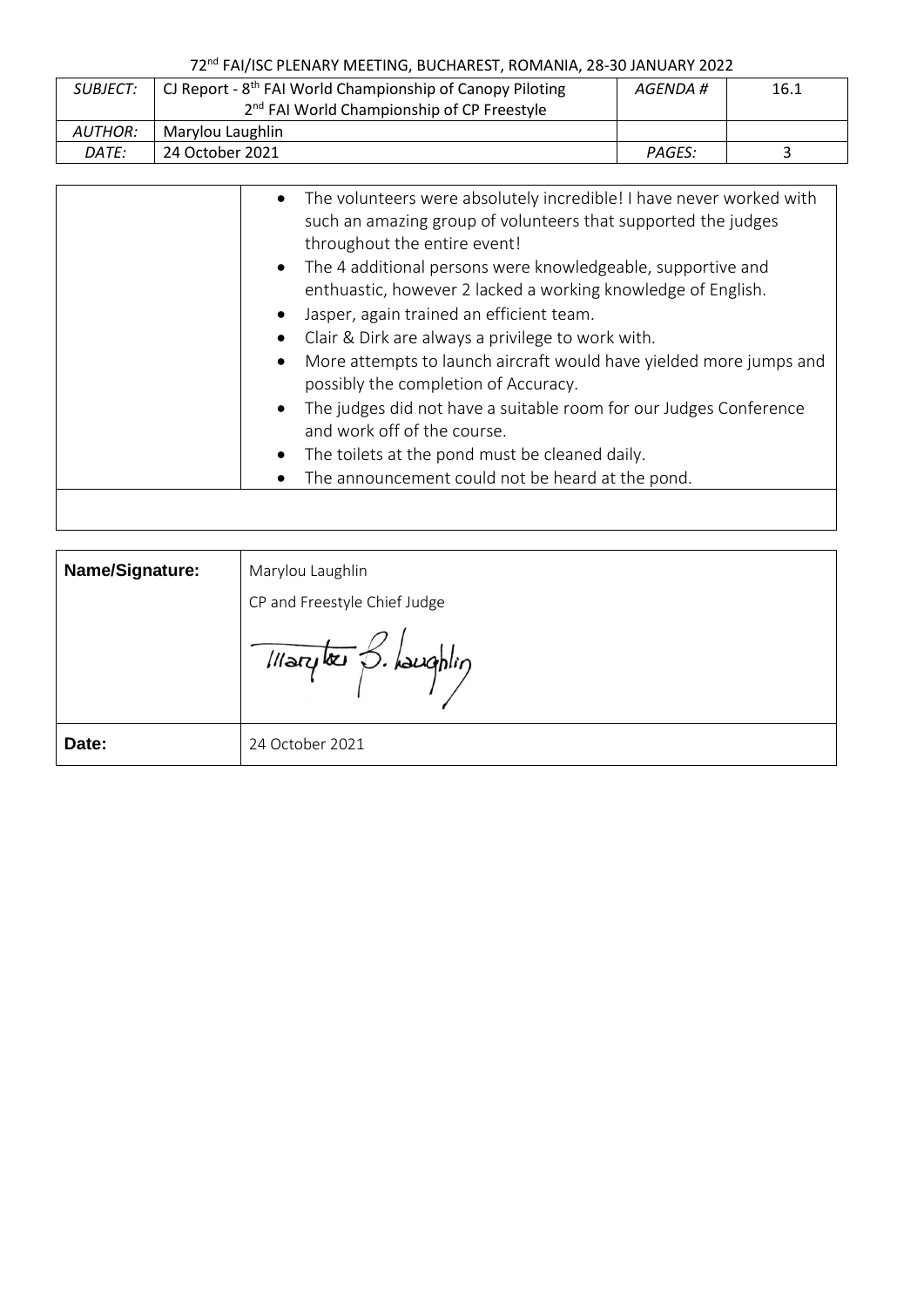| SUBJECT: | CJ Report - 8th FAI World Championship of Canopy Piloting 2nd FAI World Championship of CP Freestyle | AGENDA # | 16.1 |
|---|---|---|---|
| AUTHOR: | Marylou Laughlin | | |
| DATE: | 24 October 2021 | PAGES: | 3 |

| | |
|---|---|
| | • The volunteers were absolutely incredible! I have never worked with such an amazing group of volunteers that supported the judges throughout the entire event!<br>• The 4 additional persons were knowledgeable, supportive and enthuastic, however 2 lacked a working knowledge of English.<br>• Jasper, again trained an efficient team.<br>• Clair & Dirk are always a privilege to work with.<br>• More attempts to launch aircraft would have yielded more jumps and possibly the completion of Accuracy.<br>• The judges did not have a suitable room for our Judges Conference and work off of the course.<br>• The toilets at the pond must be cleaned daily.<br>• The announcement could not be heard at the pond. |
| | |

| | |
|---|---|
| **Name/Signature:** | Marylou Laughlin<br>CP and Freestyle Chief Judge<br>Marylou B. Laughlin |
| **Date:** | 24 October 2021 |